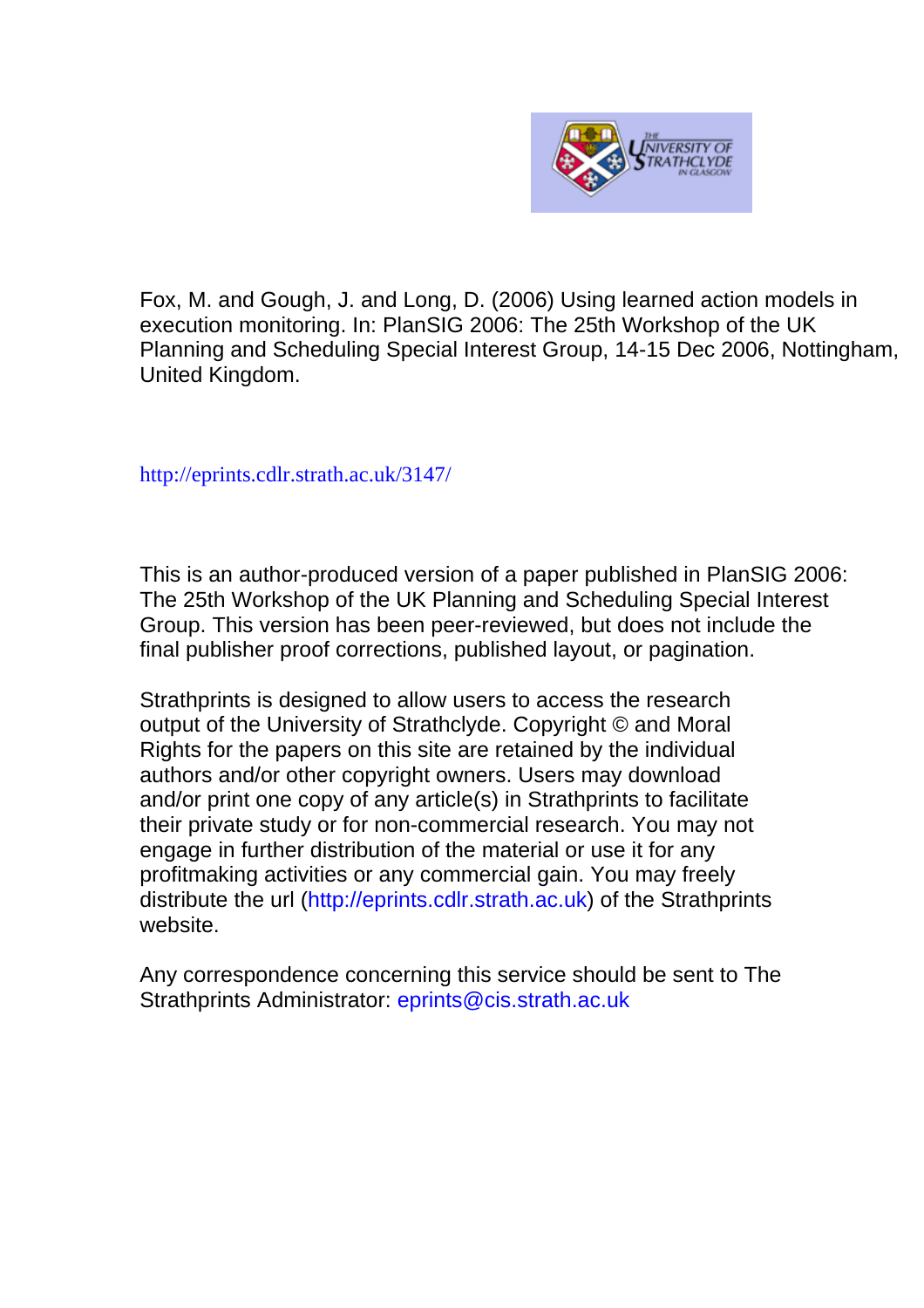Fox, M. and Gough, J. and Long, D. (2006) Using learned action models in execution monitoring. In: PlanSIG 2006: The 25th Workshop of the UK Planning and Scheduling Special Interest Group, 14-15 Dec 2006, Nottingham, United Kingdom.

http://eprints.cdlr.strath.ac.uk/3147/

This is an author-produced version of a paper published in PlanSIG 2006: The 25th Workshop of the UK Planning and Scheduling Special Interest Group. This version has been peer-reviewed, but does not include the final publisher proof corrections, published layout, or pagination.

Strathprints is designed to allow users to access the research output of the University of Strathclyde. Copyright © and Moral Rights for the papers on this site are retained by the individual authors and/or other copyright owners. Users may download and/or print one copy of any article(s) in Strathprints to facilitate their private study or for non-commercial research. You may not engage in further distribution of the material or use it for any profitmaking activities or any commercial gain. You may freely distribute the url (http://eprints.cdlr.strath.ac.uk) of the Strathprints website.

Any correspondence concerning this service should be sent to The Strathprints Administrator: eprints@cis.strath.ac.uk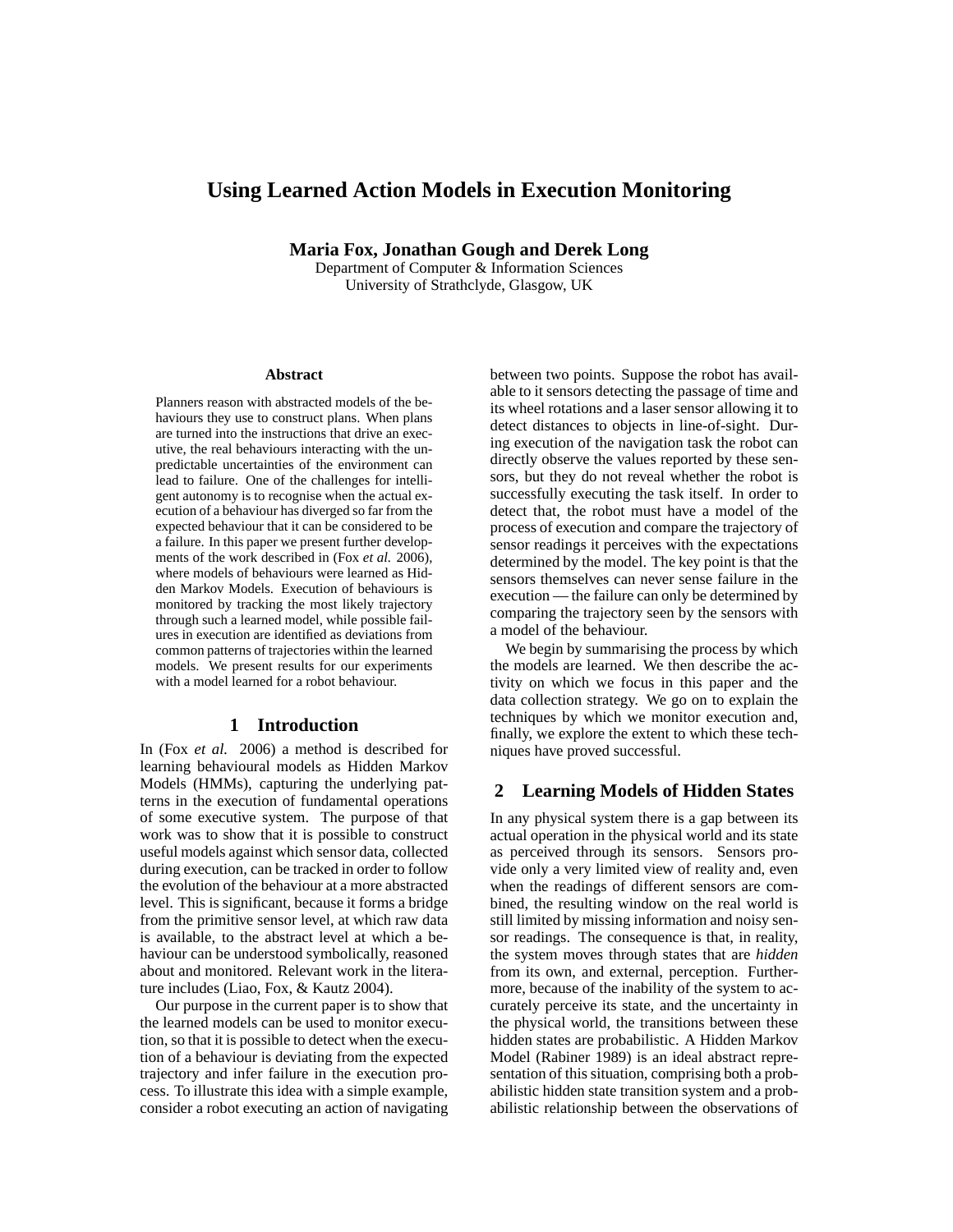# Using Learned Action Models in Execution Monitoring

**Maria Fox, Jonathan Gough and Derek Long**
Department of Computer & Information Sciences
University of Strathclyde, Glasgow, UK

### Abstract

Planners reason with abstracted models of the behaviours they use to construct plans. When plans are turned into the instructions that drive an executive, the real behaviours interacting with the unpredictable uncertainties of the environment can lead to failure. One of the challenges for intelligent autonomy is to recognise when the actual execution of a behaviour has diverged so far from the expected behaviour that it can be considered to be a failure. In this paper we present further developments of the work described in (Fox *et al.* 2006), where models of behaviours were learned as Hidden Markov Models. Execution of behaviours is monitored by tracking the most likely trajectory through such a learned model, while possible failures in execution are identified as deviations from common patterns of trajectories within the learned models. We present results for our experiments with a model learned for a robot behaviour.

## 1 Introduction

In (Fox *et al.* 2006) a method is described for learning behavioural models as Hidden Markov Models (HMMs), capturing the underlying patterns in the execution of fundamental operations of some executive system. The purpose of that work was to show that it is possible to construct useful models against which sensor data, collected during execution, can be tracked in order to follow the evolution of the behaviour at a more abstracted level. This is significant, because it forms a bridge from the primitive sensor level, at which raw data is available, to the abstract level at which a behaviour can be understood symbolically, reasoned about and monitored. Relevant work in the literature includes (Liao, Fox, & Kautz 2004).

Our purpose in the current paper is to show that the learned models can be used to monitor execution, so that it is possible to detect when the execution of a behaviour is deviating from the expected trajectory and infer failure in the execution process. To illustrate this idea with a simple example, consider a robot executing an action of navigating between two points. Suppose the robot has available to it sensors detecting the passage of time and its wheel rotations and a laser sensor allowing it to detect distances to objects in line-of-sight. During execution of the navigation task the robot can directly observe the values reported by these sensors, but they do not reveal whether the robot is successfully executing the task itself. In order to detect that, the robot must have a model of the process of execution and compare the trajectory of sensor readings it perceives with the expectations determined by the model. The key point is that the sensors themselves can never sense failure in the execution — the failure can only be determined by comparing the trajectory seen by the sensors with a model of the behaviour.

We begin by summarising the process by which the models are learned. We then describe the activity on which we focus in this paper and the data collection strategy. We go on to explain the techniques by which we monitor execution and, finally, we explore the extent to which these techniques have proved successful.

## 2 Learning Models of Hidden States

In any physical system there is a gap between its actual operation in the physical world and its state as perceived through its sensors. Sensors provide only a very limited view of reality and, even when the readings of different sensors are combined, the resulting window on the real world is still limited by missing information and noisy sensor readings. The consequence is that, in reality, the system moves through states that are *hidden* from its own, and external, perception. Furthermore, because of the inability of the system to accurately perceive its state, and the uncertainty in the physical world, the transitions between these hidden states are probabilistic. A Hidden Markov Model (Rabiner 1989) is an ideal abstract representation of this situation, comprising both a probabilistic hidden state transition system and a probabilistic relationship between the observations of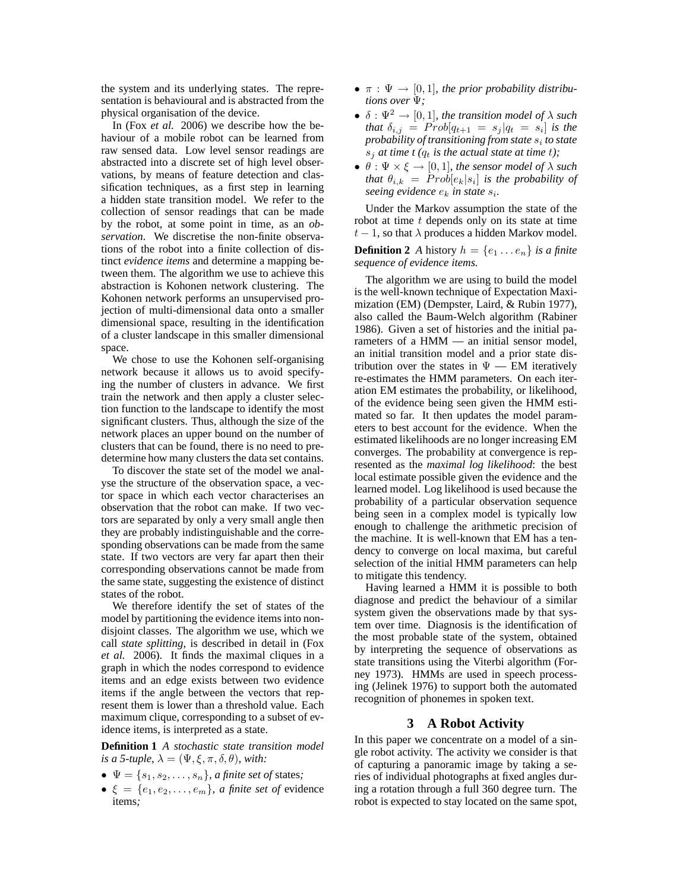the system and its underlying states. The representation is behavioural and is abstracted from the physical organisation of the device.

In (Fox *et al.* 2006) we describe how the behaviour of a mobile robot can be learned from raw sensed data. Low level sensor readings are abstracted into a discrete set of high level observations, by means of feature detection and classification techniques, as a first step in learning a hidden state transition model. We refer to the collection of sensor readings that can be made by the robot, at some point in time, as an *observation*. We discretise the non-finite observations of the robot into a finite collection of distinct *evidence items* and determine a mapping between them. The algorithm we use to achieve this abstraction is Kohonen network clustering. The Kohonen network performs an unsupervised projection of multi-dimensional data onto a smaller dimensional space, resulting in the identification of a cluster landscape in this smaller dimensional space.

We chose to use the Kohonen self-organising network because it allows us to avoid specifying the number of clusters in advance. We first train the network and then apply a cluster selection function to the landscape to identify the most significant clusters. Thus, although the size of the network places an upper bound on the number of clusters that can be found, there is no need to predetermine how many clusters the data set contains.

To discover the state set of the model we analyse the structure of the observation space, a vector space in which each vector characterises an observation that the robot can make. If two vectors are separated by only a very small angle then they are probably indistinguishable and the corresponding observations can be made from the same state. If two vectors are very far apart then their corresponding observations cannot be made from the same state, suggesting the existence of distinct states of the robot.

We therefore identify the set of states of the model by partitioning the evidence items into non-disjoint classes. The algorithm we use, which we call *state splitting*, is described in detail in (Fox *et al.* 2006). It finds the maximal cliques in a graph in which the nodes correspond to evidence items and an edge exists between two evidence items if the angle between the vectors that represent them is lower than a threshold value. Each maximum clique, corresponding to a subset of evidence items, is interpreted as a state.

**Definition 1** *A stochastic state transition model is a 5-tuple,* $\lambda = (\Psi, \xi, \pi, \delta, \theta)$*, with:*

- $\Psi = \{s_1, s_2, \ldots, s_n\}$*, a finite set of* states*;*
- $\xi = \{e_1, e_2, \ldots, e_m\}$*, a finite set of* evidence items*;*
- $\pi : \Psi \rightarrow [0, 1]$*, the prior probability distributions over* $\Psi$*;*
- $\delta : \Psi^2 \rightarrow [0, 1]$*, the transition model of* $\lambda$ *such that* $\delta_{i,j} = Prob[q_{t+1} = s_j | q_t = s_i]$ *is the probability of transitioning from state* $s_i$ *to state* $s_j$ *at time t (*$q_t$ *is the actual state at time t);*
- $\theta : \Psi \times \xi \rightarrow [0, 1]$*, the sensor model of* $\lambda$ *such that* $\theta_{i,k} = Prob[e_k | s_i]$ *is the probability of seeing evidence* $e_k$ *in state* $s_i$*.*

Under the Markov assumption the state of the robot at time $t$ depends only on its state at time $t - 1$, so that $\lambda$ produces a hidden Markov model.

**Definition 2** *A* history $h = \{e_1 \ldots e_n\}$ *is a finite sequence of evidence items.*

The algorithm we are using to build the model is the well-known technique of Expectation Maximization (EM) (Dempster, Laird, & Rubin 1977), also called the Baum-Welch algorithm (Rabiner 1986). Given a set of histories and the initial parameters of a HMM — an initial sensor model, an initial transition model and a prior state distribution over the states in $\Psi$ — EM iteratively re-estimates the HMM parameters. On each iteration EM estimates the probability, or likelihood, of the evidence being seen given the HMM estimated so far. It then updates the model parameters to best account for the evidence. When the estimated likelihoods are no longer increasing EM converges. The probability at convergence is represented as the *maximal log likelihood*: the best local estimate possible given the evidence and the learned model. Log likelihood is used because the probability of a particular observation sequence being seen in a complex model is typically low enough to challenge the arithmetic precision of the machine. It is well-known that EM has a tendency to converge on local maxima, but careful selection of the initial HMM parameters can help to mitigate this tendency.

Having learned a HMM it is possible to both diagnose and predict the behaviour of a similar system given the observations made by that system over time. Diagnosis is the identification of the most probable state of the system, obtained by interpreting the sequence of observations as state transitions using the Viterbi algorithm (Forney 1973). HMMs are used in speech processing (Jelinek 1976) to support both the automated recognition of phonemes in spoken text.

## 3 A Robot Activity

In this paper we concentrate on a model of a single robot activity. The activity we consider is that of capturing a panoramic image by taking a series of individual photographs at fixed angles during a rotation through a full 360 degree turn. The robot is expected to stay located on the same spot,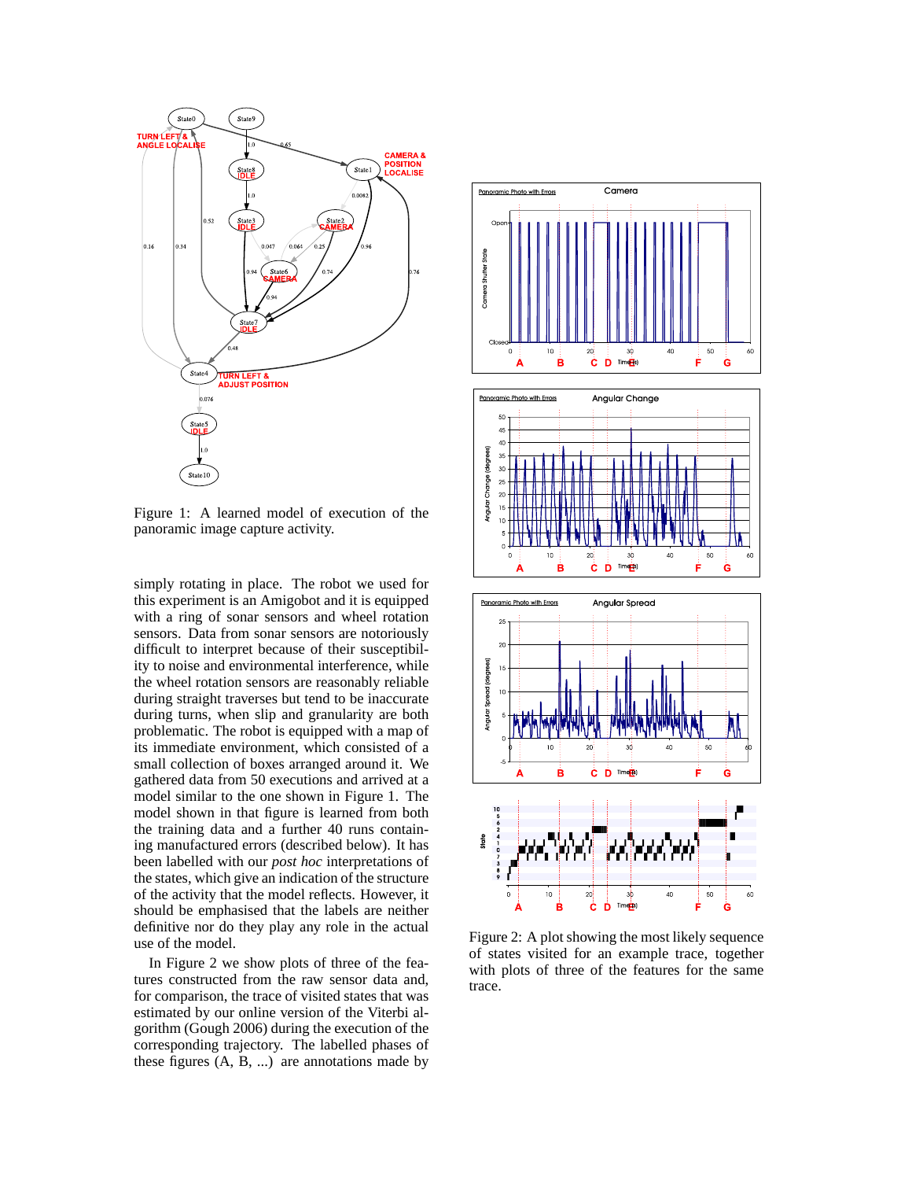Figure 1: A learned model of execution of the panoramic image capture activity.

simply rotating in place. The robot we used for this experiment is an Amigobot and it is equipped with a ring of sonar sensors and wheel rotation sensors. Data from sonar sensors are notoriously difficult to interpret because of their susceptibility to noise and environmental interference, while the wheel rotation sensors are reasonably reliable during straight traverses but tend to be inaccurate during turns, when slip and granularity are both problematic. The robot is equipped with a map of its immediate environment, which consisted of a small collection of boxes arranged around it. We gathered data from 50 executions and arrived at a model similar to the one shown in Figure 1. The model shown in that figure is learned from both the training data and a further 40 runs containing manufactured errors (described below). It has been labelled with our *post hoc* interpretations of the states, which give an indication of the structure of the activity that the model reflects. However, it should be emphasised that the labels are neither definitive nor do they play any role in the actual use of the model.

In Figure 2 we show plots of three of the features constructed from the raw sensor data and, for comparison, the trace of visited states that was estimated by our online version of the Viterbi algorithm (Gough 2006) during the execution of the corresponding trajectory. The labelled phases of these figures (A, B, ...) are annotations made by

Figure 2: A plot showing the most likely sequence of states visited for an example trace, together with plots of three of the features for the same trace.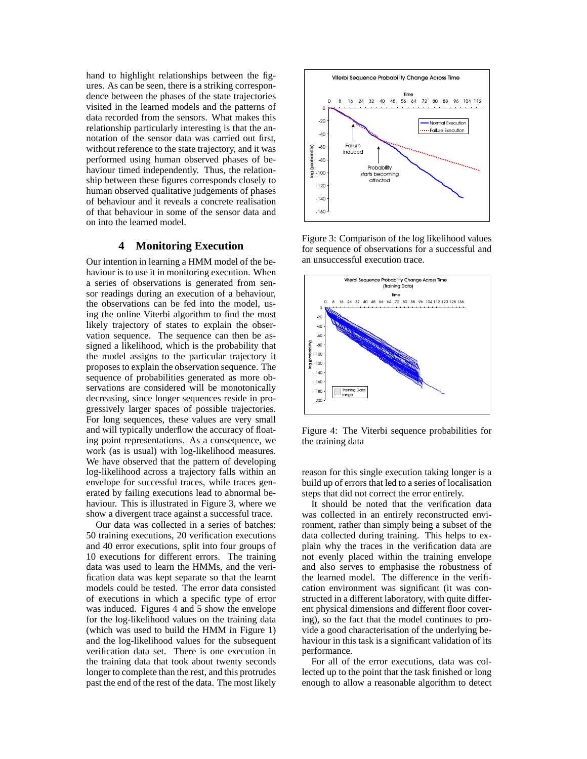hand to highlight relationships between the figures. As can be seen, there is a striking correspondence between the phases of the state trajectories visited in the learned models and the patterns of data recorded from the sensors. What makes this relationship particularly interesting is that the annotation of the sensor data was carried out first, without reference to the state trajectory, and it was performed using human observed phases of behaviour timed independently. Thus, the relationship between these figures corresponds closely to human observed qualitative judgements of phases of behaviour and it reveals a concrete realisation of that behaviour in some of the sensor data and on into the learned model.

## 4 Monitoring Execution

Our intention in learning a HMM model of the behaviour is to use it in monitoring execution. When a series of observations is generated from sensor readings during an execution of a behaviour, the observations can be fed into the model, using the online Viterbi algorithm to find the most likely trajectory of states to explain the observation sequence. The sequence can then be assigned a likelihood, which is the probability that the model assigns to the particular trajectory it proposes to explain the observation sequence. The sequence of probabilities generated as more observations are considered will be monotonically decreasing, since longer sequences reside in progressively larger spaces of possible trajectories. For long sequences, these values are very small and will typically underflow the accuracy of floating point representations. As a consequence, we work (as is usual) with log-likelihood measures. We have observed that the pattern of developing log-likelihood across a trajectory falls within an envelope for successful traces, while traces generated by failing executions lead to abnormal behaviour. This is illustrated in Figure 3, where we show a divergent trace against a successful trace.

Our data was collected in a series of batches: 50 training executions, 20 verification executions and 40 error executions, split into four groups of 10 executions for different errors. The training data was used to learn the HMMs, and the verification data was kept separate so that the learnt models could be tested. The error data consisted of executions in which a specific type of error was induced. Figures 4 and 5 show the envelope for the log-likelihood values on the training data (which was used to build the HMM in Figure 1) and the log-likelihood values for the subsequent verification data set. There is one execution in the training data that took about twenty seconds longer to complete than the rest, and this protrudes past the end of the rest of the data. The most likely reason for this single execution taking longer is a build up of errors that led to a series of localisation steps that did not correct the error entirely.

Figure 3: Comparison of the log likelihood values for sequence of observations for a successful and an unsuccessful execution trace.

Figure 4: The Viterbi sequence probabilities for the training data

It should be noted that the verification data was collected in an entirely reconstructed environment, rather than simply being a subset of the data collected during training. This helps to explain why the traces in the verification data are not evenly placed within the training envelope and also serves to emphasise the robustness of the learned model. The difference in the verification environment was significant (it was constructed in a different laboratory, with quite different physical dimensions and different floor covering), so the fact that the model continues to provide a good characterisation of the underlying behaviour in this task is a significant validation of its performance.

For all of the error executions, data was collected up to the point that the task finished or long enough to allow a reasonable algorithm to detect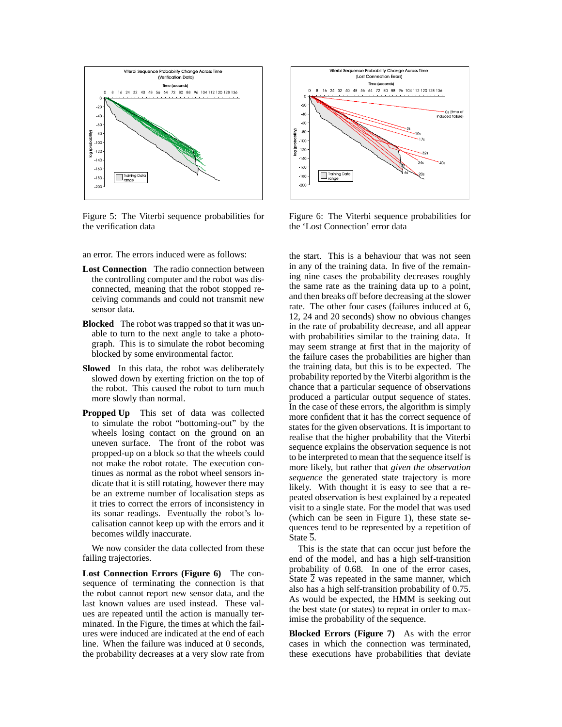Figure 5: The Viterbi sequence probabilities for the verification data

Figure 6: The Viterbi sequence probabilities for the 'Lost Connection' error data

an error. The errors induced were as follows:

**Lost Connection** The radio connection between the controlling computer and the robot was disconnected, meaning that the robot stopped receiving commands and could not transmit new sensor data.

**Blocked** The robot was trapped so that it was unable to turn to the next angle to take a photograph. This is to simulate the robot becoming blocked by some environmental factor.

**Slowed** In this data, the robot was deliberately slowed down by exerting friction on the top of the robot. This caused the robot to turn much more slowly than normal.

**Propped Up** This set of data was collected to simulate the robot "bottoming-out" by the wheels losing contact on the ground on an uneven surface. The front of the robot was propped-up on a block so that the wheels could not make the robot rotate. The execution continues as normal as the robot wheel sensors indicate that it is still rotating, however there may be an extreme number of localisation steps as it tries to correct the errors of inconsistency in its sonar readings. Eventually the robot's localisation cannot keep up with the errors and it becomes wildly inaccurate.

We now consider the data collected from these failing trajectories.

**Lost Connection Errors (Figure 6)** The consequence of terminating the connection is that the robot cannot report new sensor data, and the last known values are used instead. These values are repeated until the action is manually terminated. In the Figure, the times at which the failures were induced are indicated at the end of each line. When the failure was induced at 0 seconds, the probability decreases at a very slow rate from the start. This is a behaviour that was not seen in any of the training data. In five of the remaining nine cases the probability decreases roughly the same rate as the training data up to a point, and then breaks off before decreasing at the slower rate. The other four cases (failures induced at 6, 12, 24 and 20 seconds) show no obvious changes in the rate of probability decrease, and all appear with probabilities similar to the training data. It may seem strange at first that in the majority of the failure cases the probabilities are higher than the training data, but this is to be expected. The probability reported by the Viterbi algorithm is the chance that a particular sequence of observations produced a particular output sequence of states. In the case of these errors, the algorithm is simply more confident that it has the correct sequence of states for the given observations. It is important to realise that the higher probability that the Viterbi sequence explains the observation sequence is not to be interpreted to mean that the sequence itself is more likely, but rather that *given the observation sequence* the generated state trajectory is more likely. With thought it is easy to see that a repeated observation is best explained by a repeated visit to a single state. For the model that was used (which can be seen in Figure 1), these state sequences tend to be represented by a repetition of State $\overline{5}$.

This is the state that can occur just before the end of the model, and has a high self-transition probability of 0.68. In one of the error cases, State $\overline{2}$ was repeated in the same manner, which also has a high self-transition probability of 0.75. As would be expected, the HMM is seeking out the best state (or states) to repeat in order to maximise the probability of the sequence.

**Blocked Errors (Figure 7)** As with the error cases in which the connection was terminated, these executions have probabilities that deviate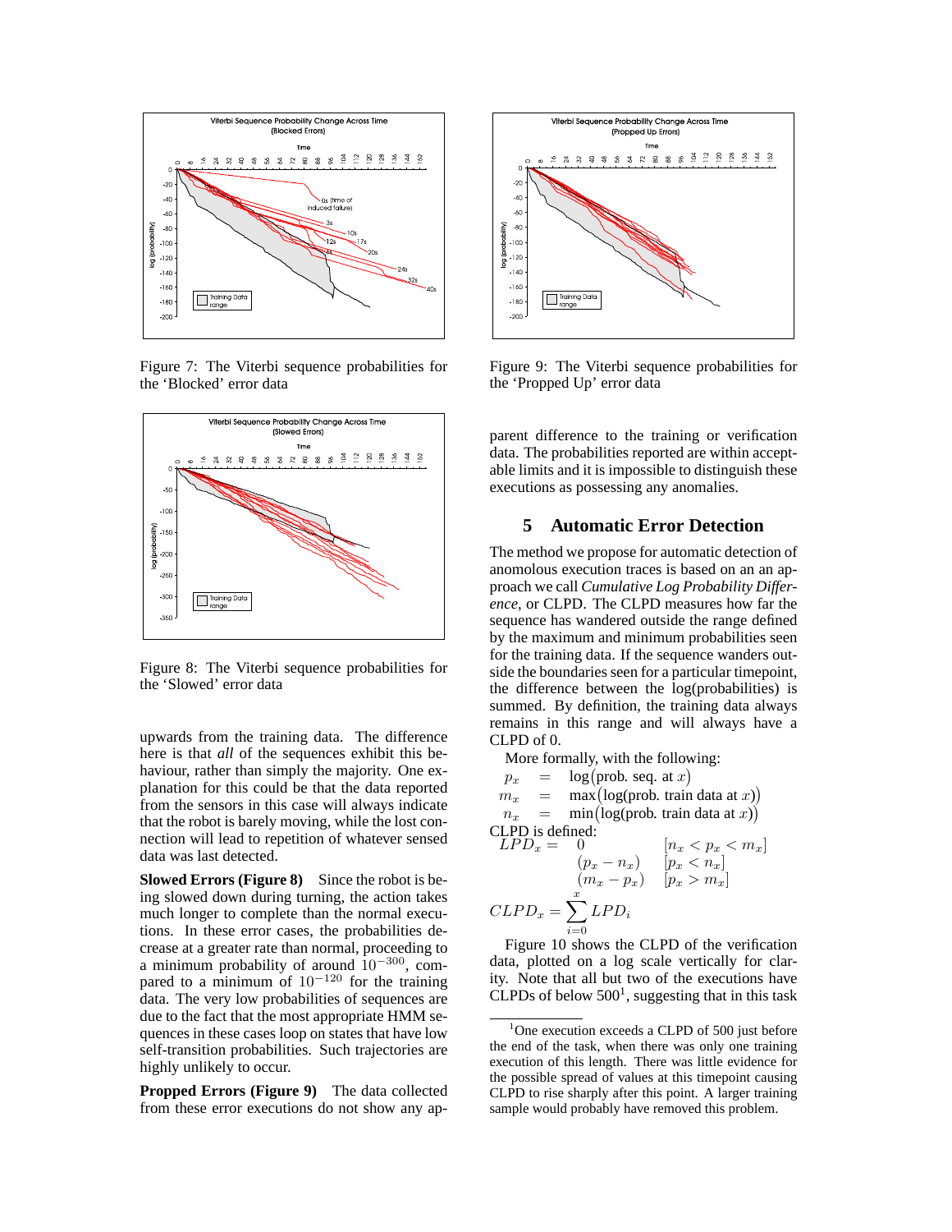Figure 7: The Viterbi sequence probabilities for the 'Blocked' error data

Figure 8: The Viterbi sequence probabilities for the 'Slowed' error data

upwards from the training data. The difference here is that *all* of the sequences exhibit this behaviour, rather than simply the majority. One explanation for this could be that the data reported from the sensors in this case will always indicate that the robot is barely moving, while the lost connection will lead to repetition of whatever sensed data was last detected.

**Slowed Errors (Figure 8)** Since the robot is being slowed down during turning, the action takes much longer to complete than the normal executions. In these error cases, the probabilities decrease at a greater rate than normal, proceeding to a minimum probability of around $10^{-300}$, compared to a minimum of $10^{-120}$ for the training data. The very low probabilities of sequences are due to the fact that the most appropriate HMM sequences in these cases loop on states that have low self-transition probabilities. Such trajectories are highly unlikely to occur.

**Propped Errors (Figure 9)** The data collected from these error executions do not show any apparent difference to the training or verification data. The probabilities reported are within acceptable limits and it is impossible to distinguish these executions as possessing any anomalies.

Figure 9: The Viterbi sequence probabilities for the 'Propped Up' error data

## 5 Automatic Error Detection

The method we propose for automatic detection of anomolous execution traces is based on an an approach we call *Cumulative Log Probability Difference*, or CLPD. The CLPD measures how far the sequence has wandered outside the range defined by the maximum and minimum probabilities seen for the training data. If the sequence wanders outside the boundaries seen for a particular timepoint, the difference between the log(probabilities) is summed. By definition, the training data always remains in this range and will always have a CLPD of 0.

More formally, with the following:

$$p_x = \log(\text{prob. seq. at } x)$$
$$m_x = \max(\log(\text{prob. train data at } x))$$
$$n_x = \min(\log(\text{prob. train data at } x))$$

CLPD is defined:

$$LPD_x = \begin{cases} 0 & [n_x < p_x < m_x] \\ (p_x - n_x) & [p_x < n_x] \\ (m_x - p_x) & [p_x > m_x] \end{cases}$$

$$CLPD_x = \sum_{i=0}^{x} LPD_i$$

Figure 10 shows the CLPD of the verification data, plotted on a log scale vertically for clarity. Note that all but two of the executions have CLPDs of below 500[1], suggesting that in this task

[1] One execution exceeds a CLPD of 500 just before the end of the task, when there was only one training execution of this length. There was little evidence for the possible spread of values at this timepoint causing CLPD to rise sharply after this point. A larger training sample would probably have removed this problem.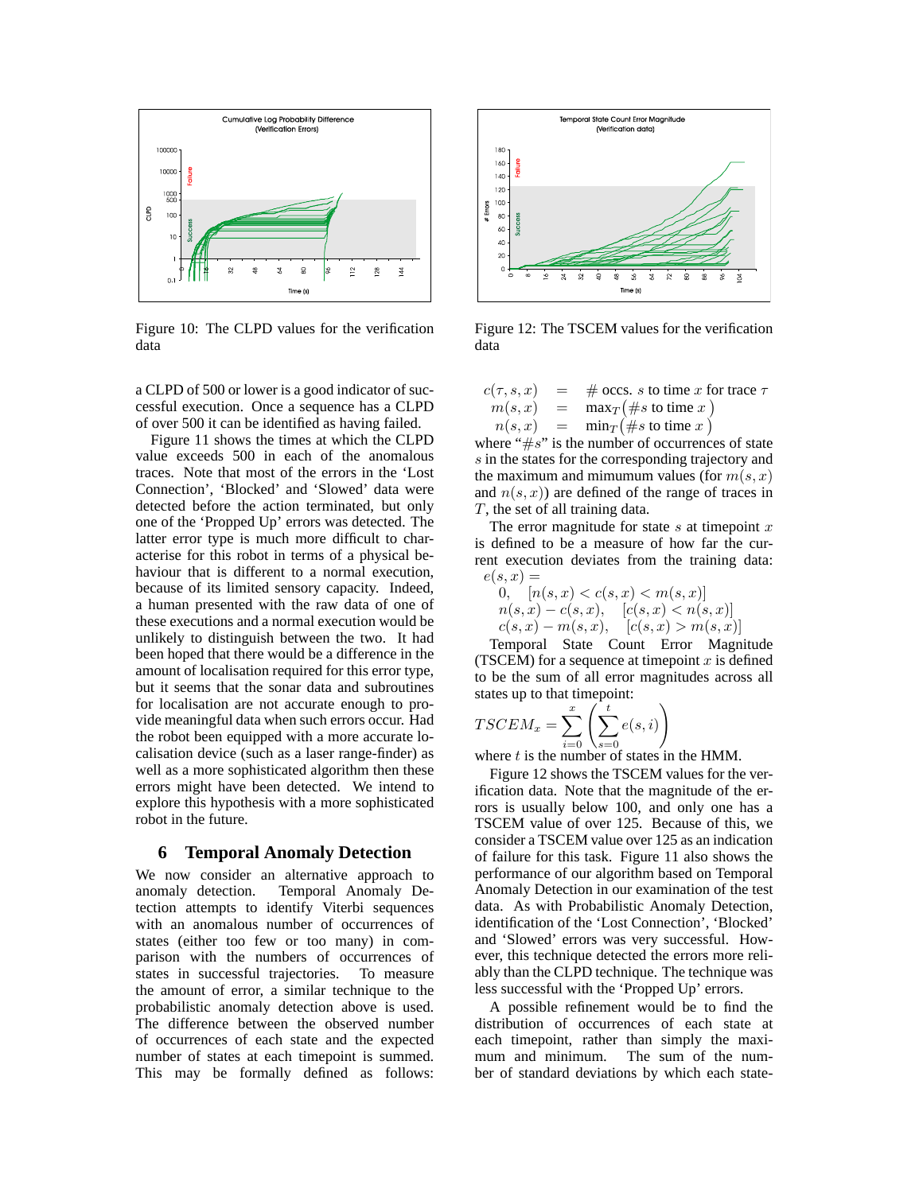Figure 10: The CLPD values for the verification data

a CLPD of 500 or lower is a good indicator of successful execution. Once a sequence has a CLPD of over 500 it can be identified as having failed.

Figure 11 shows the times at which the CLPD value exceeds 500 in each of the anomalous traces. Note that most of the errors in the 'Lost Connection', 'Blocked' and 'Slowed' data were detected before the action terminated, but only one of the 'Propped Up' errors was detected. The latter error type is much more difficult to characterise for this robot in terms of a physical behaviour that is different to a normal execution, because of its limited sensory capacity. Indeed, a human presented with the raw data of one of these executions and a normal execution would be unlikely to distinguish between the two. It had been hoped that there would be a difference in the amount of localisation required for this error type, but it seems that the sonar data and subroutines for localisation are not accurate enough to provide meaningful data when such errors occur. Had the robot been equipped with a more accurate localisation device (such as a laser range-finder) as well as a more sophisticated algorithm then these errors might have been detected. We intend to explore this hypothesis with a more sophisticated robot in the future.

## 6 Temporal Anomaly Detection

We now consider an alternative approach to anomaly detection. Temporal Anomaly Detection attempts to identify Viterbi sequences with an anomalous number of occurrences of states (either too few or too many) in comparison with the numbers of occurrences of states in successful trajectories. To measure the amount of error, a similar technique to the probabilistic anomaly detection above is used. The difference between the observed number of occurrences of each state and the expected number of states at each timepoint is summed. This may be formally defined as follows:

Figure 12: The TSCEM values for the verification data

$$
\begin{aligned}
c(\tau, s, x) &= \# \text{ occs. } s \text{ to time } x \text{ for trace } \tau \\
m(s, x) &= \max_T(\#s \text{ to time } x) \\
n(s, x) &= \min_T(\#s \text{ to time } x)
\end{aligned}
$$

where "$\#s$" is the number of occurrences of state $s$ in the states for the corresponding trajectory and the maximum and mimumum values (for $m(s,x)$ and $n(s,x)$) are defined of the range of traces in $T$, the set of all training data.

The error magnitude for state $s$ at timepoint $x$ is defined to be a measure of how far the current execution deviates from the training data:

$$
e(s,x) = \begin{cases} 0, & [n(s,x) < c(s,x) < m(s,x)] \\ n(s,x) - c(s,x), & [c(s,x) < n(s,x)] \\ c(s,x) - m(s,x), & [c(s,x) > m(s,x)] \end{cases}
$$

Temporal State Count Error Magnitude (TSCEM) for a sequence at timepoint $x$ is defined to be the sum of all error magnitudes across all states up to that timepoint:

$$
TSCEM_x = \sum_{i=0}^{x} \left( \sum_{s=0}^{t} e(s,i) \right)
$$

where $t$ is the number of states in the HMM.

Figure 12 shows the TSCEM values for the verification data. Note that the magnitude of the errors is usually below 100, and only one has a TSCEM value of over 125. Because of this, we consider a TSCEM value over 125 as an indication of failure for this task. Figure 11 also shows the performance of our algorithm based on Temporal Anomaly Detection in our examination of the test data. As with Probabilistic Anomaly Detection, identification of the 'Lost Connection', 'Blocked' and 'Slowed' errors was very successful. However, this technique detected the errors more reliably than the CLPD technique. The technique was less successful with the 'Propped Up' errors.

A possible refinement would be to find the distribution of occurrences of each state at each timepoint, rather than simply the maximum and minimum. The sum of the number of standard deviations by which each state-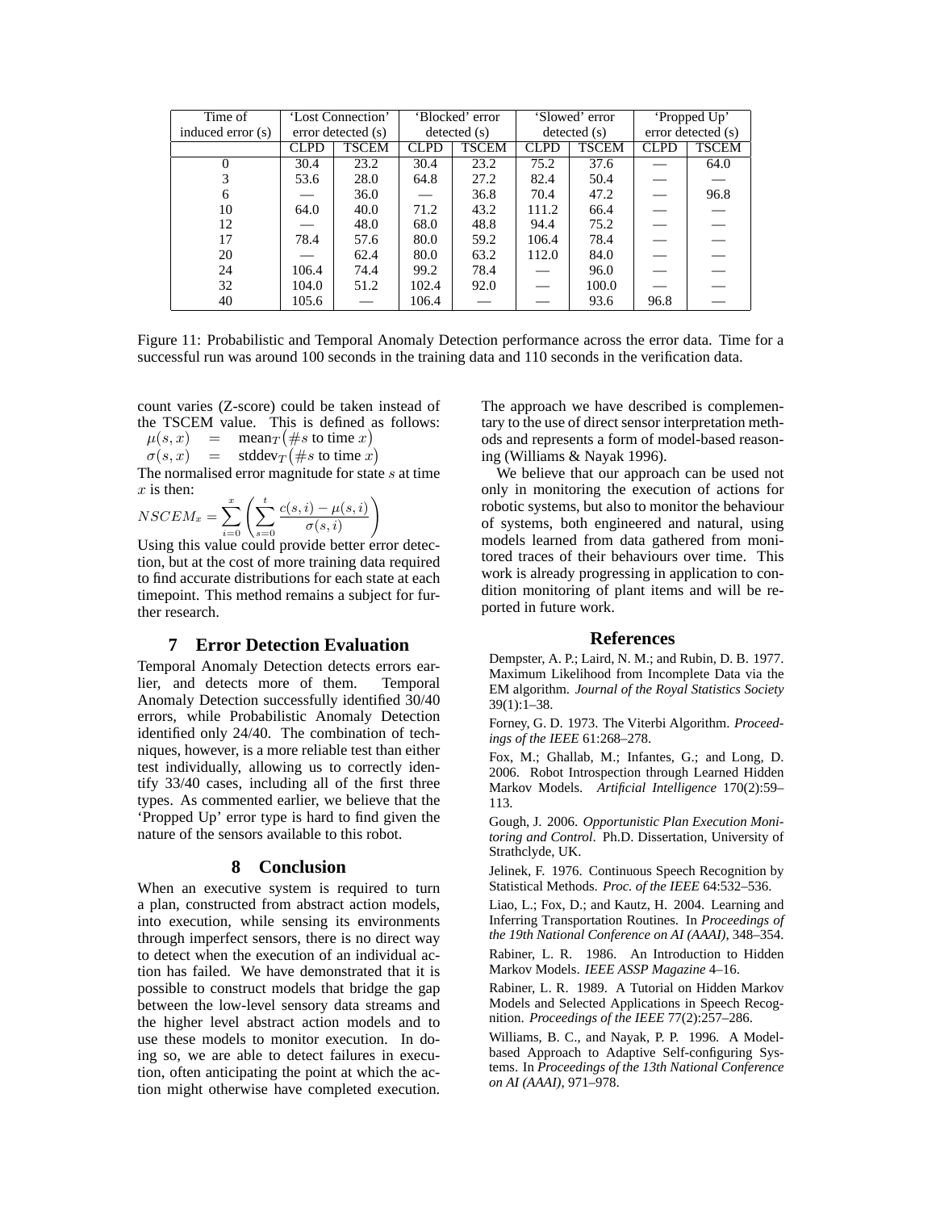| Time of induced error (s) | 'Lost Connection' error detected (s) | | 'Blocked' error detected (s) | | 'Slowed' error detected (s) | | 'Propped Up' error detected (s) | |
|---|---|---|---|---|---|---|---|---|
| | CLPD | TSCEM | CLPD | TSCEM | CLPD | TSCEM | CLPD | TSCEM |
| 0 | 30.4 | 23.2 | 30.4 | 23.2 | 75.2 | 37.6 | — | 64.0 |
| 3 | 53.6 | 28.0 | 64.8 | 27.2 | 82.4 | 50.4 | — | — |
| 6 | — | 36.0 | — | 36.8 | 70.4 | 47.2 | — | 96.8 |
| 10 | 64.0 | 40.0 | 71.2 | 43.2 | 111.2 | 66.4 | — | — |
| 12 | — | 48.0 | 68.0 | 48.8 | 94.4 | 75.2 | — | — |
| 17 | 78.4 | 57.6 | 80.0 | 59.2 | 106.4 | 78.4 | — | — |
| 20 | — | 62.4 | 80.0 | 63.2 | 112.0 | 84.0 | — | — |
| 24 | 106.4 | 74.4 | 99.2 | 78.4 | — | 96.0 | — | — |
| 32 | 104.0 | 51.2 | 102.4 | 92.0 | — | 100.0 | — | — |
| 40 | 105.6 | — | 106.4 | — | — | 93.6 | 96.8 | — |

Figure 11: Probabilistic and Temporal Anomaly Detection performance across the error data. Time for a successful run was around 100 seconds in the training data and 110 seconds in the verification data.

count varies (Z-score) could be taken instead of the TSCEM value. This is defined as follows:

$$\mu(s,x) \quad = \quad \text{mean}_T\big(\#s \text{ to time } x\big)$$
$$\sigma(s,x) \quad = \quad \text{stddev}_T\big(\#s \text{ to time } x\big)$$

The normalised error magnitude for state $s$ at time $x$ is then:

$$NSCEM_x = \sum_{i=0}^{x} \left( \sum_{s=0}^{t} \frac{c(s,i) - \mu(s,i)}{\sigma(s,i)} \right)$$

Using this value could provide better error detection, but at the cost of more training data required to find accurate distributions for each state at each timepoint. This method remains a subject for further research.

## 7 Error Detection Evaluation

Temporal Anomaly Detection detects errors earlier, and detects more of them. Temporal Anomaly Detection successfully identified 30/40 errors, while Probabilistic Anomaly Detection identified only 24/40. The combination of techniques, however, is a more reliable test than either test individually, allowing us to correctly identify 33/40 cases, including all of the first three types. As commented earlier, we believe that the 'Propped Up' error type is hard to find given the nature of the sensors available to this robot.

## 8 Conclusion

When an executive system is required to turn a plan, constructed from abstract action models, into execution, while sensing its environments through imperfect sensors, there is no direct way to detect when the execution of an individual action has failed. We have demonstrated that it is possible to construct models that bridge the gap between the low-level sensory data streams and the higher level abstract action models and to use these models to monitor execution. In doing so, we are able to detect failures in execution, often anticipating the point at which the action might otherwise have completed execution. The approach we have described is complementary to the use of direct sensor interpretation methods and represents a form of model-based reasoning (Williams & Nayak 1996).

We believe that our approach can be used not only in monitoring the execution of actions for robotic systems, but also to monitor the behaviour of systems, both engineered and natural, using models learned from data gathered from monitored traces of their behaviours over time. This work is already progressing in application to condition monitoring of plant items and will be reported in future work.

## References

Dempster, A. P.; Laird, N. M.; and Rubin, D. B. 1977. Maximum Likelihood from Incomplete Data via the EM algorithm. *Journal of the Royal Statistics Society* 39(1):1–38.

Forney, G. D. 1973. The Viterbi Algorithm. *Proceedings of the IEEE* 61:268–278.

Fox, M.; Ghallab, M.; Infantes, G.; and Long, D. 2006. Robot Introspection through Learned Hidden Markov Models. *Artificial Intelligence* 170(2):59–113.

Gough, J. 2006. *Opportunistic Plan Execution Monitoring and Control*. Ph.D. Dissertation, University of Strathclyde, UK.

Jelinek, F. 1976. Continuous Speech Recognition by Statistical Methods. *Proc. of the IEEE* 64:532–536.

Liao, L.; Fox, D.; and Kautz, H. 2004. Learning and Inferring Transportation Routines. In *Proceedings of the 19th National Conference on AI (AAAI)*, 348–354.

Rabiner, L. R. 1986. An Introduction to Hidden Markov Models. *IEEE ASSP Magazine* 4–16.

Rabiner, L. R. 1989. A Tutorial on Hidden Markov Models and Selected Applications in Speech Recognition. *Proceedings of the IEEE* 77(2):257–286.

Williams, B. C., and Nayak, P. P. 1996. A Model-based Approach to Adaptive Self-configuring Systems. In *Proceedings of the 13th National Conference on AI (AAAI)*, 971–978.